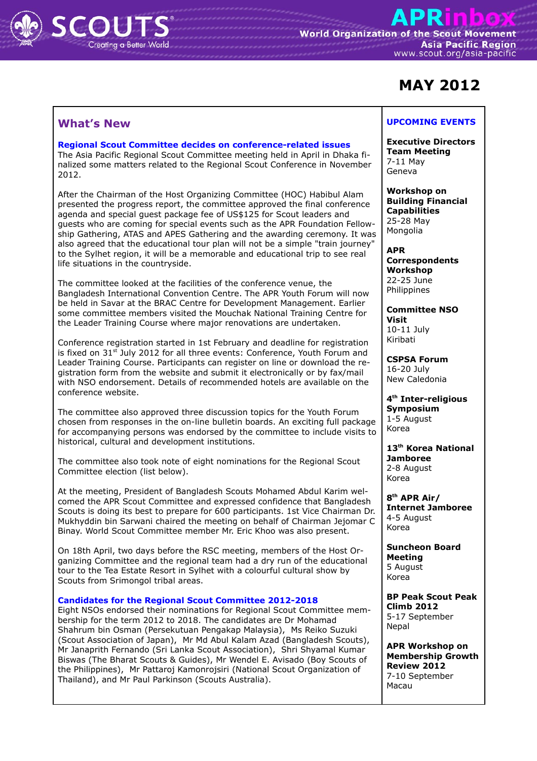# MAY 2012

## What's New

### Regional Scout Committee decides on conference-related issues

The Asia Pacific Regional Scout Committee meeting held in April in Dhaka finalized some matters related to the Regional Scout Conference in November 2012.

After the Chairman of the Host Organizing Committee (HOC) Habibul Alam presented the progress report, the committee approved the final conference agenda and special guest package fee of US$125 for Scout leaders and guests who are coming for special events such as the APR Foundation Fellowship Gathering, ATAS and APES Gathering and the awarding ceremony. It was also agreed that the educational tour plan will not be a simple "train journey" to the Sylhet region, it will be a memorable and educational trip to see real life situations in the countryside.

The committee looked at the facilities of the conference venue, the Bangladesh International Convention Centre. The APR Youth Forum will now be held in Savar at the BRAC Centre for Development Management. Earlier some committee members visited the Mouchak National Training Centre for the Leader Training Course where major renovations are undertaken.

Conference registration started in 1st February and deadline for registration is fixed on 31st July 2012 for all three events: Conference, Youth Forum and Leader Training Course. Participants can register on line or download the registration form from the website and submit it electronically or by fax/mail with NSO endorsement. Details of recommended hotels are available on the conference website.

The committee also approved three discussion topics for the Youth Forum chosen from responses in the on-line bulletin boards. An exciting full package for accompanying persons was endorsed by the committee to include visits to historical, cultural and development institutions.

The committee also took note of eight nominations for the Regional Scout Committee election (list below).

At the meeting, President of Bangladesh Scouts Mohamed Abdul Karim welcomed the APR Scout Committee and expressed confidence that Bangladesh Scouts is doing its best to prepare for 600 participants. 1st Vice Chairman Dr. Mukhyddin bin Sarwani chaired the meeting on behalf of Chairman Jejomar C Binay. World Scout Committee member Mr. Eric Khoo was also present.

On 18th April, two days before the RSC meeting, members of the Host Organizing Committee and the regional team had a dry run of the educational tour to the Tea Estate Resort in Sylhet with a colourful cultural show by Scouts from Srimongol tribal areas.

### Candidates for the Regional Scout Committee 2012-2018

Eight NSOs endorsed their nominations for Regional Scout Committee membership for the term 2012 to 2018. The candidates are Dr Mohamad Shahrum bin Osman (Persekutuan Pengakap Malaysia), Ms Reiko Suzuki (Scout Association of Japan), Mr Md Abul Kalam Azad (Bangladesh Scouts), Mr Janaprith Fernando (Sri Lanka Scout Association), Shri Shyamal Kumar Biswas (The Bharat Scouts & Guides), Mr Wendel E. Avisado (Boy Scouts of the Philippines), Mr Pattaroj Kamonrojsiri (National Scout Organization of Thailand), and Mr Paul Parkinson (Scouts Australia).

## UPCOMING EVENTS

**Executive Directors Team Meeting**
7-11 May
Geneva

**Workshop on Building Financial Capabilities**
25-28 May
Mongolia

**APR Correspondents Workshop**
22-25 June
Philippines

**Committee NSO Visit**
10-11 July
Kiribati

**CSPSA Forum**
16-20 July
New Caledonia

**4th Inter-religious Symposium**
1-5 August
Korea

**13th Korea National Jamboree**
2-8 August
Korea

**8th APR Air/ Internet Jamboree**
4-5 August
Korea

**Suncheon Board Meeting**
5 August
Korea

**BP Peak Scout Peak Climb 2012**
5-17 September
Nepal

**APR Workshop on Membership Growth Review 2012**
7-10 September
Macau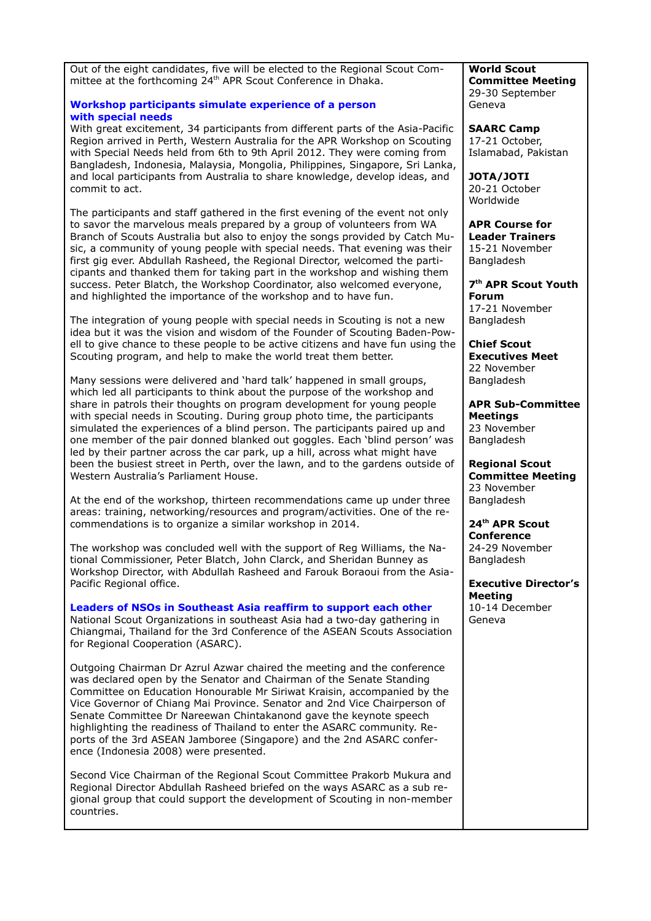Out of the eight candidates, five will be elected to the Regional Scout Committee at the forthcoming 24th APR Scout Conference in Dhaka.

### Workshop participants simulate experience of a person with special needs

With great excitement, 34 participants from different parts of the Asia-Pacific Region arrived in Perth, Western Australia for the APR Workshop on Scouting with Special Needs held from 6th to 9th April 2012. They were coming from Bangladesh, Indonesia, Malaysia, Mongolia, Philippines, Singapore, Sri Lanka, and local participants from Australia to share knowledge, develop ideas, and commit to act.

The participants and staff gathered in the first evening of the event not only to savor the marvelous meals prepared by a group of volunteers from WA Branch of Scouts Australia but also to enjoy the songs provided by Catch Music, a community of young people with special needs. That evening was their first gig ever. Abdullah Rasheed, the Regional Director, welcomed the participants and thanked them for taking part in the workshop and wishing them success. Peter Blatch, the Workshop Coordinator, also welcomed everyone, and highlighted the importance of the workshop and to have fun.

The integration of young people with special needs in Scouting is not a new idea but it was the vision and wisdom of the Founder of Scouting Baden-Powell to give chance to these people to be active citizens and have fun using the Scouting program, and help to make the world treat them better.

Many sessions were delivered and 'hard talk' happened in small groups, which led all participants to think about the purpose of the workshop and share in patrols their thoughts on program development for young people with special needs in Scouting. During group photo time, the participants simulated the experiences of a blind person. The participants paired up and one member of the pair donned blanked out goggles. Each 'blind person' was led by their partner across the car park, up a hill, across what might have been the busiest street in Perth, over the lawn, and to the gardens outside of Western Australia's Parliament House.

At the end of the workshop, thirteen recommendations came up under three areas: training, networking/resources and program/activities. One of the recommendations is to organize a similar workshop in 2014.

The workshop was concluded well with the support of Reg Williams, the National Commissioner, Peter Blatch, John Clarck, and Sheridan Bunney as Workshop Director, with Abdullah Rasheed and Farouk Boraoui from the Asia-Pacific Regional office.

### Leaders of NSOs in Southeast Asia reaffirm to support each other

National Scout Organizations in southeast Asia had a two-day gathering in Chiangmai, Thailand for the 3rd Conference of the ASEAN Scouts Association for Regional Cooperation (ASARC).

Outgoing Chairman Dr Azrul Azwar chaired the meeting and the conference was declared open by the Senator and Chairman of the Senate Standing Committee on Education Honourable Mr Siriwat Kraisin, accompanied by the Vice Governor of Chiang Mai Province. Senator and 2nd Vice Chairperson of Senate Committee Dr Nareewan Chintakanond gave the keynote speech highlighting the readiness of Thailand to enter the ASARC community. Reports of the 3rd ASEAN Jamboree (Singapore) and the 2nd ASARC conference (Indonesia 2008) were presented.

Second Vice Chairman of the Regional Scout Committee Prakorb Mukura and Regional Director Abdullah Rasheed briefed on the ways ASARC as a sub regional group that could support the development of Scouting in non-member countries.

**World Scout Committee Meeting**
29-30 September
Geneva

**SAARC Camp**
17-21 October,
Islamabad, Pakistan

**JOTA/JOTI**
20-21 October
Worldwide

**APR Course for Leader Trainers**
15-21 November
Bangladesh

**7th APR Scout Youth Forum**
17-21 November
Bangladesh

**Chief Scout Executives Meet**
22 November
Bangladesh

**APR Sub-Committee Meetings**
23 November
Bangladesh

**Regional Scout Committee Meeting**
23 November
Bangladesh

**24th APR Scout Conference**
24-29 November
Bangladesh

**Executive Director's Meeting**
10-14 December
Geneva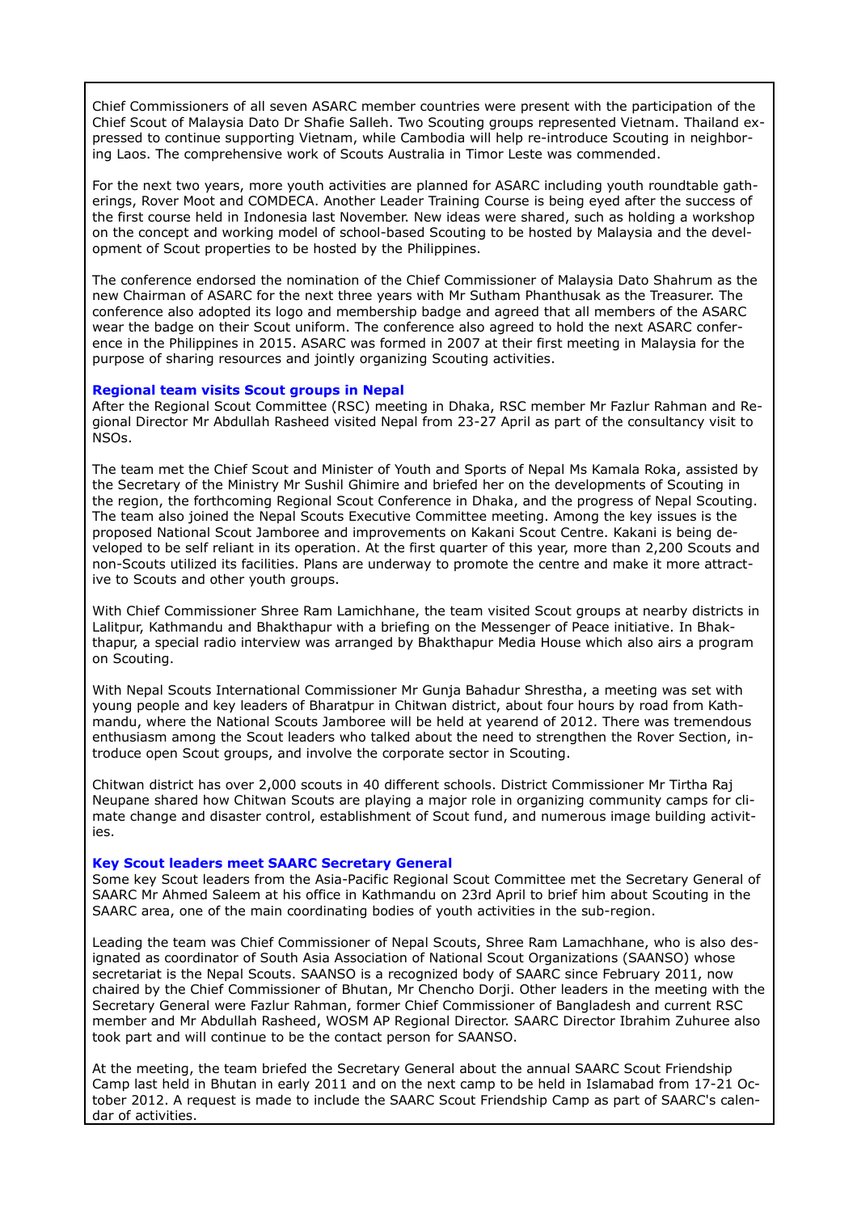Chief Commissioners of all seven ASARC member countries were present with the participation of the Chief Scout of Malaysia Dato Dr Shafie Salleh. Two Scouting groups represented Vietnam. Thailand expressed to continue supporting Vietnam, while Cambodia will help re-introduce Scouting in neighboring Laos. The comprehensive work of Scouts Australia in Timor Leste was commended.

For the next two years, more youth activities are planned for ASARC including youth roundtable gatherings, Rover Moot and COMDECA. Another Leader Training Course is being eyed after the success of the first course held in Indonesia last November. New ideas were shared, such as holding a workshop on the concept and working model of school-based Scouting to be hosted by Malaysia and the development of Scout properties to be hosted by the Philippines.

The conference endorsed the nomination of the Chief Commissioner of Malaysia Dato Shahrum as the new Chairman of ASARC for the next three years with Mr Sutham Phanthusak as the Treasurer. The conference also adopted its logo and membership badge and agreed that all members of the ASARC wear the badge on their Scout uniform. The conference also agreed to hold the next ASARC conference in the Philippines in 2015. ASARC was formed in 2007 at their first meeting in Malaysia for the purpose of sharing resources and jointly organizing Scouting activities.

**Regional team visits Scout groups in Nepal**

After the Regional Scout Committee (RSC) meeting in Dhaka, RSC member Mr Fazlur Rahman and Regional Director Mr Abdullah Rasheed visited Nepal from 23-27 April as part of the consultancy visit to NSOs.

The team met the Chief Scout and Minister of Youth and Sports of Nepal Ms Kamala Roka, assisted by the Secretary of the Ministry Mr Sushil Ghimire and briefed her on the developments of Scouting in the region, the forthcoming Regional Scout Conference in Dhaka, and the progress of Nepal Scouting. The team also joined the Nepal Scouts Executive Committee meeting. Among the key issues is the proposed National Scout Jamboree and improvements on Kakani Scout Centre. Kakani is being developed to be self reliant in its operation. At the first quarter of this year, more than 2,200 Scouts and non-Scouts utilized its facilities. Plans are underway to promote the centre and make it more attractive to Scouts and other youth groups.

With Chief Commissioner Shree Ram Lamichhane, the team visited Scout groups at nearby districts in Lalitpur, Kathmandu and Bhakthapur with a briefing on the Messenger of Peace initiative. In Bhakthapur, a special radio interview was arranged by Bhakthapur Media House which also airs a program on Scouting.

With Nepal Scouts International Commissioner Mr Gunja Bahadur Shrestha, a meeting was set with young people and key leaders of Bharatpur in Chitwan district, about four hours by road from Kathmandu, where the National Scouts Jamboree will be held at yearend of 2012. There was tremendous enthusiasm among the Scout leaders who talked about the need to strengthen the Rover Section, introduce open Scout groups, and involve the corporate sector in Scouting.

Chitwan district has over 2,000 scouts in 40 different schools. District Commissioner Mr Tirtha Raj Neupane shared how Chitwan Scouts are playing a major role in organizing community camps for climate change and disaster control, establishment of Scout fund, and numerous image building activities.

**Key Scout leaders meet SAARC Secretary General**

Some key Scout leaders from the Asia-Pacific Regional Scout Committee met the Secretary General of SAARC Mr Ahmed Saleem at his office in Kathmandu on 23rd April to brief him about Scouting in the SAARC area, one of the main coordinating bodies of youth activities in the sub-region.

Leading the team was Chief Commissioner of Nepal Scouts, Shree Ram Lamachhane, who is also designated as coordinator of South Asia Association of National Scout Organizations (SAANSO) whose secretariat is the Nepal Scouts. SAANSO is a recognized body of SAARC since February 2011, now chaired by the Chief Commissioner of Bhutan, Mr Chencho Dorji. Other leaders in the meeting with the Secretary General were Fazlur Rahman, former Chief Commissioner of Bangladesh and current RSC member and Mr Abdullah Rasheed, WOSM AP Regional Director. SAARC Director Ibrahim Zuhuree also took part and will continue to be the contact person for SAANSO.

At the meeting, the team briefed the Secretary General about the annual SAARC Scout Friendship Camp last held in Bhutan in early 2011 and on the next camp to be held in Islamabad from 17-21 October 2012. A request is made to include the SAARC Scout Friendship Camp as part of SAARC's calendar of activities.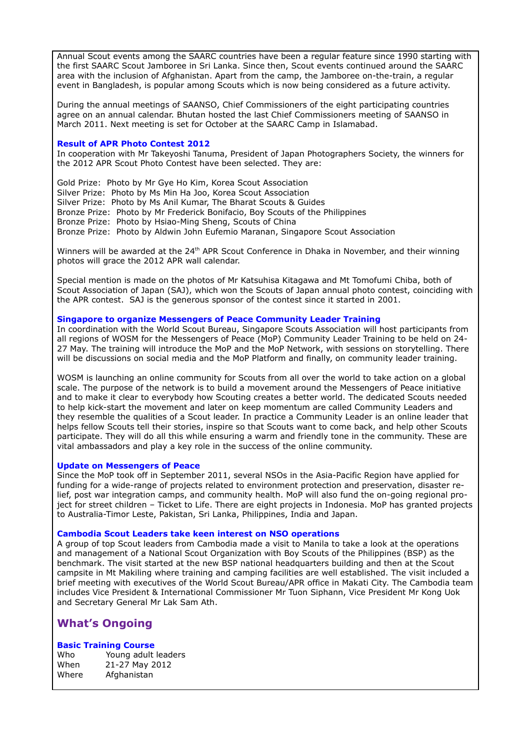Annual Scout events among the SAARC countries have been a regular feature since 1990 starting with the first SAARC Scout Jamboree in Sri Lanka. Since then, Scout events continued around the SAARC area with the inclusion of Afghanistan. Apart from the camp, the Jamboree on-the-train, a regular event in Bangladesh, is popular among Scouts which is now being considered as a future activity.

During the annual meetings of SAANSO, Chief Commissioners of the eight participating countries agree on an annual calendar. Bhutan hosted the last Chief Commissioners meeting of SAANSO in March 2011. Next meeting is set for October at the SAARC Camp in Islamabad.

### Result of APR Photo Contest 2012

In cooperation with Mr Takeyoshi Tanuma, President of Japan Photographers Society, the winners for the 2012 APR Scout Photo Contest have been selected. They are:

Gold Prize: Photo by Mr Gye Ho Kim, Korea Scout Association
Silver Prize: Photo by Ms Min Ha Joo, Korea Scout Association
Silver Prize: Photo by Ms Anil Kumar, The Bharat Scouts & Guides
Bronze Prize: Photo by Mr Frederick Bonifacio, Boy Scouts of the Philippines
Bronze Prize: Photo by Hsiao-Ming Sheng, Scouts of China
Bronze Prize: Photo by Aldwin John Eufemio Maranan, Singapore Scout Association

Winners will be awarded at the 24th APR Scout Conference in Dhaka in November, and their winning photos will grace the 2012 APR wall calendar.

Special mention is made on the photos of Mr Katsuhisa Kitagawa and Mt Tomofumi Chiba, both of Scout Association of Japan (SAJ), which won the Scouts of Japan annual photo contest, coinciding with the APR contest. SAJ is the generous sponsor of the contest since it started in 2001.

### Singapore to organize Messengers of Peace Community Leader Training

In coordination with the World Scout Bureau, Singapore Scouts Association will host participants from all regions of WOSM for the Messengers of Peace (MoP) Community Leader Training to be held on 24-27 May. The training will introduce the MoP and the MoP Network, with sessions on storytelling. There will be discussions on social media and the MoP Platform and finally, on community leader training.

WOSM is launching an online community for Scouts from all over the world to take action on a global scale. The purpose of the network is to build a movement around the Messengers of Peace initiative and to make it clear to everybody how Scouting creates a better world. The dedicated Scouts needed to help kick-start the movement and later on keep momentum are called Community Leaders and they resemble the qualities of a Scout leader. In practice a Community Leader is an online leader that helps fellow Scouts tell their stories, inspire so that Scouts want to come back, and help other Scouts participate. They will do all this while ensuring a warm and friendly tone in the community. These are vital ambassadors and play a key role in the success of the online community.

### Update on Messengers of Peace

Since the MoP took off in September 2011, several NSOs in the Asia-Pacific Region have applied for funding for a wide-range of projects related to environment protection and preservation, disaster relief, post war integration camps, and community health. MoP will also fund the on-going regional project for street children – Ticket to Life. There are eight projects in Indonesia. MoP has granted projects to Australia-Timor Leste, Pakistan, Sri Lanka, Philippines, India and Japan.

### Cambodia Scout Leaders take keen interest on NSO operations

A group of top Scout leaders from Cambodia made a visit to Manila to take a look at the operations and management of a National Scout Organization with Boy Scouts of the Philippines (BSP) as the benchmark. The visit started at the new BSP national headquarters building and then at the Scout campsite in Mt Makiling where training and camping facilities are well established. The visit included a brief meeting with executives of the World Scout Bureau/APR office in Makati City. The Cambodia team includes Vice President & International Commissioner Mr Tuon Siphann, Vice President Mr Kong Uok and Secretary General Mr Lak Sam Ath.

## What's Ongoing

### Basic Training Course

Who Young adult leaders
When 21-27 May 2012
Where Afghanistan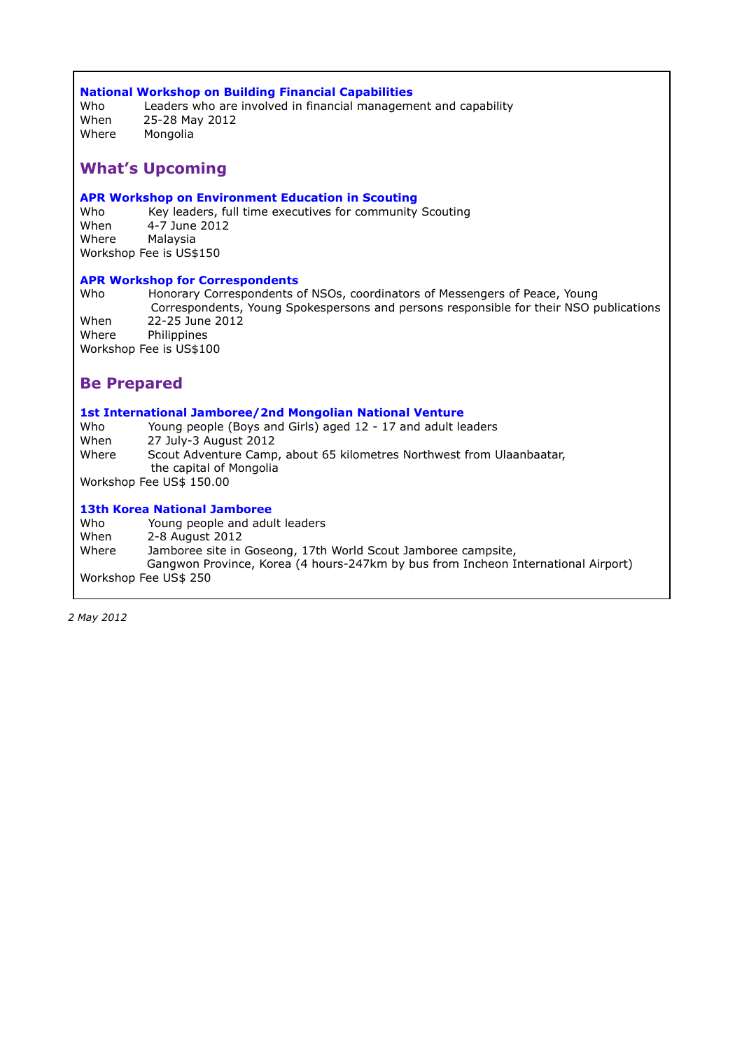### National Workshop on Building Financial Capabilities

Who Leaders who are involved in financial management and capability
When 25-28 May 2012
Where Mongolia

## What's Upcoming

### APR Workshop on Environment Education in Scouting

Who Key leaders, full time executives for community Scouting
When 4-7 June 2012
Where Malaysia
Workshop Fee is US$150

### APR Workshop for Correspondents

Who Honorary Correspondents of NSOs, coordinators of Messengers of Peace, Young Correspondents, Young Spokespersons and persons responsible for their NSO publications
When 22-25 June 2012
Where Philippines
Workshop Fee is US$100

## Be Prepared

### 1st International Jamboree/2nd Mongolian National Venture

Who Young people (Boys and Girls) aged 12 - 17 and adult leaders
When 27 July-3 August 2012
Where Scout Adventure Camp, about 65 kilometres Northwest from Ulaanbaatar, the capital of Mongolia
Workshop Fee US$ 150.00

### 13th Korea National Jamboree

Who Young people and adult leaders
When 2-8 August 2012
Where Jamboree site in Goseong, 17th World Scout Jamboree campsite, Gangwon Province, Korea (4 hours-247km by bus from Incheon International Airport)
Workshop Fee US$ 250

*2 May 2012*